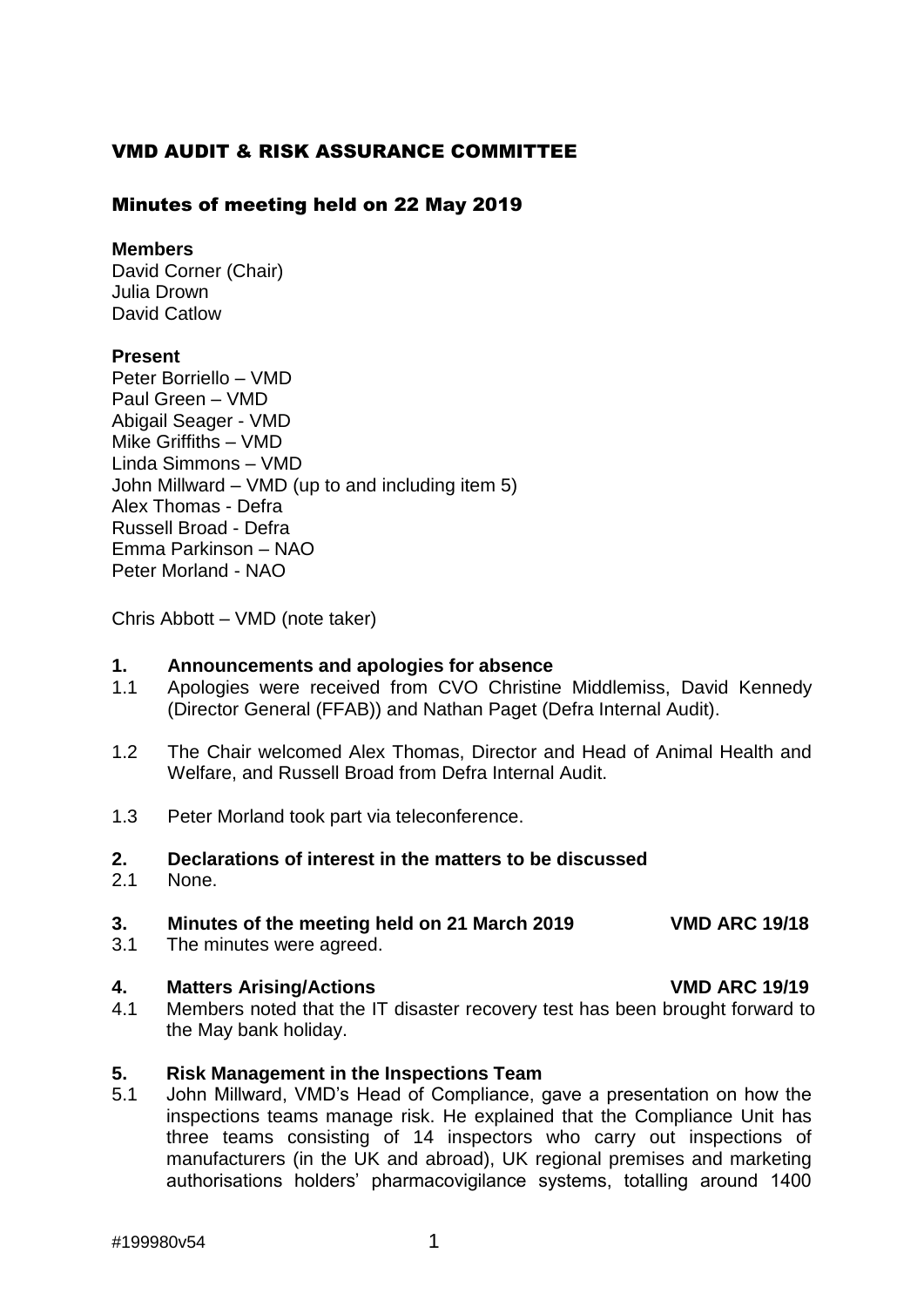# VMD AUDIT & RISK ASSURANCE COMMITTEE

## Minutes of meeting held on 22 May 2019

**Members**
David Corner (Chair)
Julia Drown
David Catlow

**Present**
Peter Borriello – VMD
Paul Green – VMD
Abigail Seager - VMD
Mike Griffiths – VMD
Linda Simmons – VMD
John Millward – VMD (up to and including item 5)
Alex Thomas - Defra
Russell Broad - Defra
Emma Parkinson – NAO
Peter Morland - NAO

Chris Abbott – VMD (note taker)

### 1. Announcements and apologies for absence

1.1 Apologies were received from CVO Christine Middlemiss, David Kennedy (Director General (FFAB)) and Nathan Paget (Defra Internal Audit).

1.2 The Chair welcomed Alex Thomas, Director and Head of Animal Health and Welfare, and Russell Broad from Defra Internal Audit.

1.3 Peter Morland took part via teleconference.

### 2. Declarations of interest in the matters to be discussed

2.1 None.

### 3. Minutes of the meeting held on 21 March 2019 — VMD ARC 19/18

3.1 The minutes were agreed.

### 4. Matters Arising/Actions — VMD ARC 19/19

4.1 Members noted that the IT disaster recovery test has been brought forward to the May bank holiday.

### 5. Risk Management in the Inspections Team

5.1 John Millward, VMD's Head of Compliance, gave a presentation on how the inspections teams manage risk. He explained that the Compliance Unit has three teams consisting of 14 inspectors who carry out inspections of manufacturers (in the UK and abroad), UK regional premises and marketing authorisations holders' pharmacovigilance systems, totalling around 1400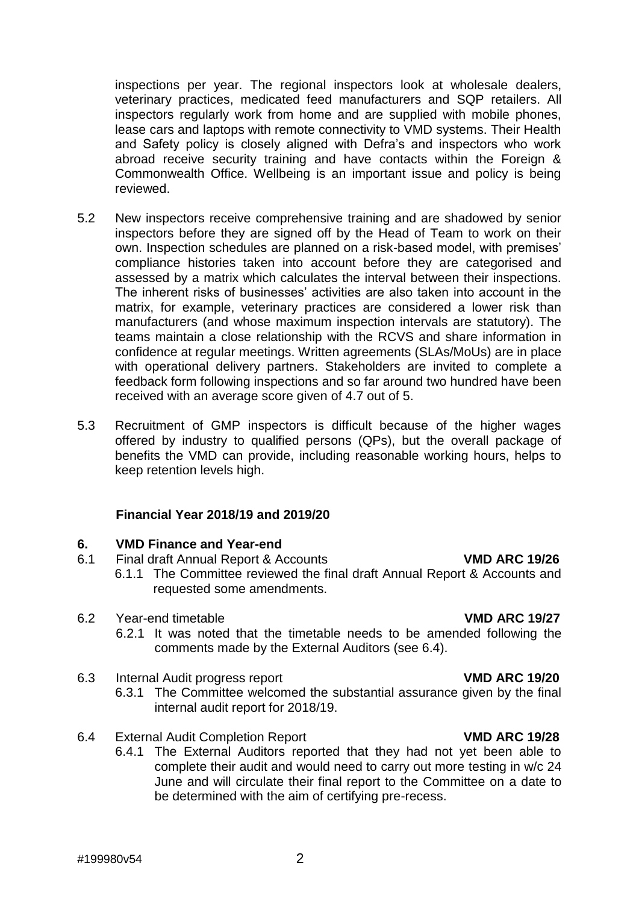inspections per year. The regional inspectors look at wholesale dealers, veterinary practices, medicated feed manufacturers and SQP retailers. All inspectors regularly work from home and are supplied with mobile phones, lease cars and laptops with remote connectivity to VMD systems. Their Health and Safety policy is closely aligned with Defra's and inspectors who work abroad receive security training and have contacts within the Foreign & Commonwealth Office. Wellbeing is an important issue and policy is being reviewed.

5.2 New inspectors receive comprehensive training and are shadowed by senior inspectors before they are signed off by the Head of Team to work on their own. Inspection schedules are planned on a risk-based model, with premises' compliance histories taken into account before they are categorised and assessed by a matrix which calculates the interval between their inspections. The inherent risks of businesses' activities are also taken into account in the matrix, for example, veterinary practices are considered a lower risk than manufacturers (and whose maximum inspection intervals are statutory). The teams maintain a close relationship with the RCVS and share information in confidence at regular meetings. Written agreements (SLAs/MoUs) are in place with operational delivery partners. Stakeholders are invited to complete a feedback form following inspections and so far around two hundred have been received with an average score given of 4.7 out of 5.

5.3 Recruitment of GMP inspectors is difficult because of the higher wages offered by industry to qualified persons (QPs), but the overall package of benefits the VMD can provide, including reasonable working hours, helps to keep retention levels high.

**Financial Year 2018/19 and 2019/20**

## 6. VMD Finance and Year-end

6.1 Final draft Annual Report & Accounts **VMD ARC 19/26**

6.1.1 The Committee reviewed the final draft Annual Report & Accounts and requested some amendments.

6.2 Year-end timetable **VMD ARC 19/27**

6.2.1 It was noted that the timetable needs to be amended following the comments made by the External Auditors (see 6.4).

6.3 Internal Audit progress report **VMD ARC 19/20**

6.3.1 The Committee welcomed the substantial assurance given by the final internal audit report for 2018/19.

6.4 External Audit Completion Report **VMD ARC 19/28**

6.4.1 The External Auditors reported that they had not yet been able to complete their audit and would need to carry out more testing in w/c 24 June and will circulate their final report to the Committee on a date to be determined with the aim of certifying pre-recess.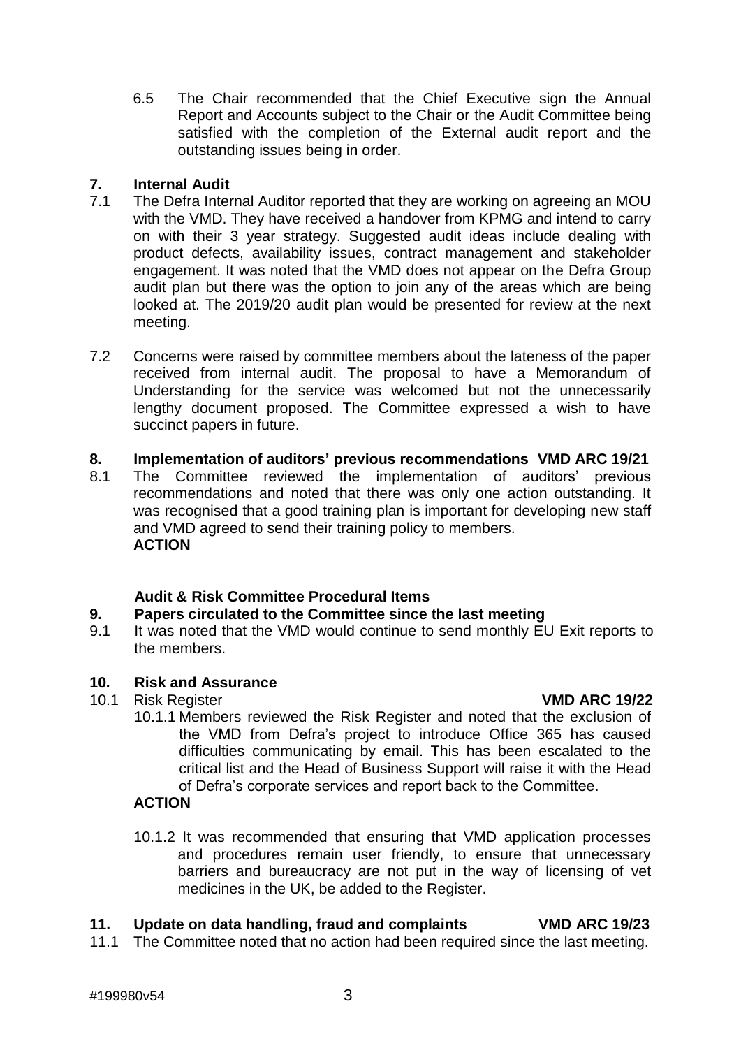6.5 The Chair recommended that the Chief Executive sign the Annual Report and Accounts subject to the Chair or the Audit Committee being satisfied with the completion of the External audit report and the outstanding issues being in order.

## 7. Internal Audit

7.1 The Defra Internal Auditor reported that they are working on agreeing an MOU with the VMD. They have received a handover from KPMG and intend to carry on with their 3 year strategy. Suggested audit ideas include dealing with product defects, availability issues, contract management and stakeholder engagement. It was noted that the VMD does not appear on the Defra Group audit plan but there was the option to join any of the areas which are being looked at. The 2019/20 audit plan would be presented for review at the next meeting.

7.2 Concerns were raised by committee members about the lateness of the paper received from internal audit. The proposal to have a Memorandum of Understanding for the service was welcomed but not the unnecessarily lengthy document proposed. The Committee expressed a wish to have succinct papers in future.

## 8. Implementation of auditors' previous recommendations VMD ARC 19/21

8.1 The Committee reviewed the implementation of auditors' previous recommendations and noted that there was only one action outstanding. It was recognised that a good training plan is important for developing new staff and VMD agreed to send their training policy to members.
**ACTION**

### Audit & Risk Committee Procedural Items

## 9. Papers circulated to the Committee since the last meeting

9.1 It was noted that the VMD would continue to send monthly EU Exit reports to the members.

## 10. Risk and Assurance

10.1 Risk Register **VMD ARC 19/22**

10.1.1 Members reviewed the Risk Register and noted that the exclusion of the VMD from Defra's project to introduce Office 365 has caused difficulties communicating by email. This has been escalated to the critical list and the Head of Business Support will raise it with the Head of Defra's corporate services and report back to the Committee.
**ACTION**

10.1.2 It was recommended that ensuring that VMD application processes and procedures remain user friendly, to ensure that unnecessary barriers and bureaucracy are not put in the way of licensing of vet medicines in the UK, be added to the Register.

## 11. Update on data handling, fraud and complaints VMD ARC 19/23

11.1 The Committee noted that no action had been required since the last meeting.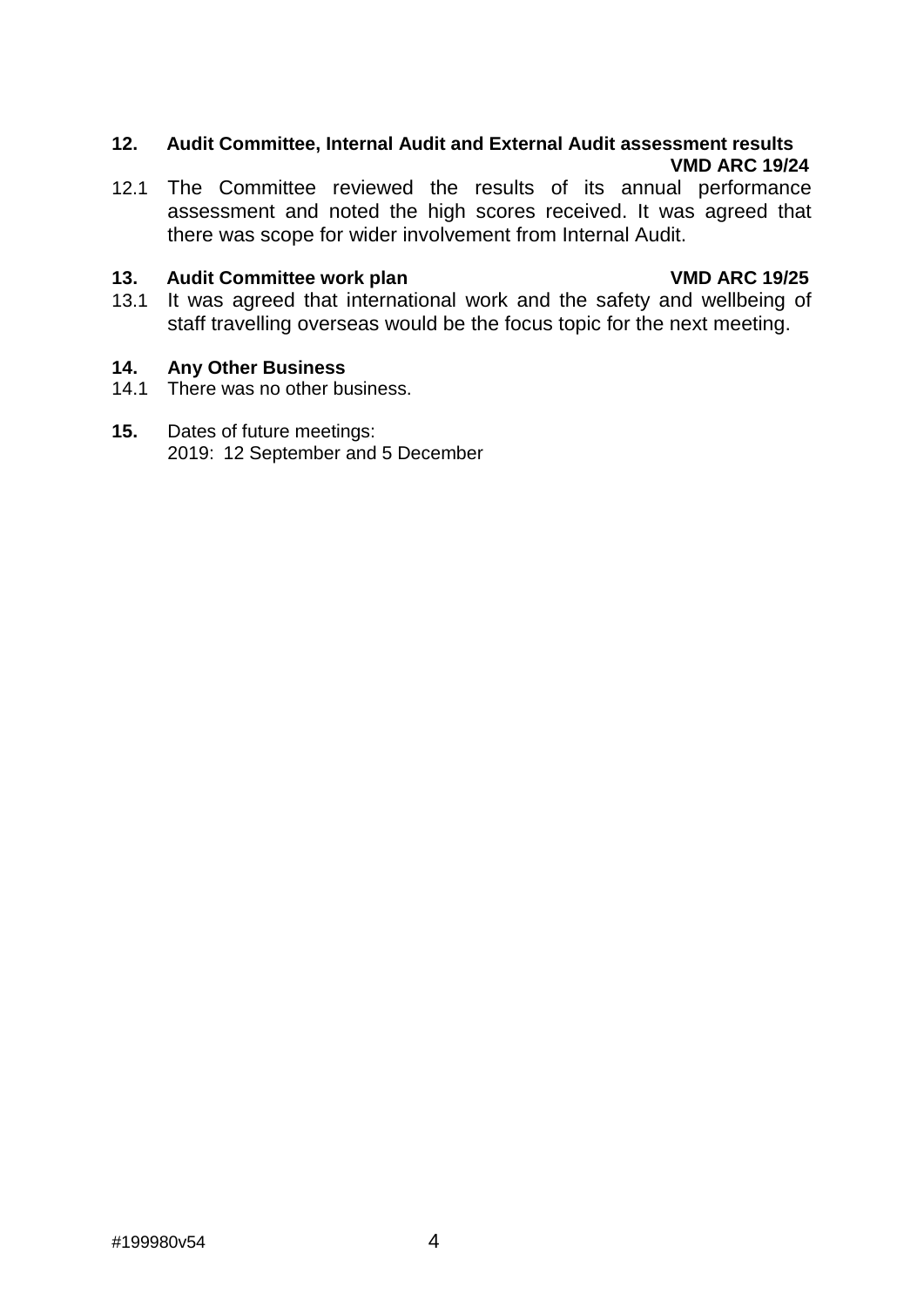**12. Audit Committee, Internal Audit and External Audit assessment results**
**VMD ARC 19/24**

12.1 The Committee reviewed the results of its annual performance assessment and noted the high scores received. It was agreed that there was scope for wider involvement from Internal Audit.

**13. Audit Committee work plan VMD ARC 19/25**

13.1 It was agreed that international work and the safety and wellbeing of staff travelling overseas would be the focus topic for the next meeting.

**14. Any Other Business**

14.1 There was no other business.

**15.** Dates of future meetings:
2019: 12 September and 5 December

#199980v54